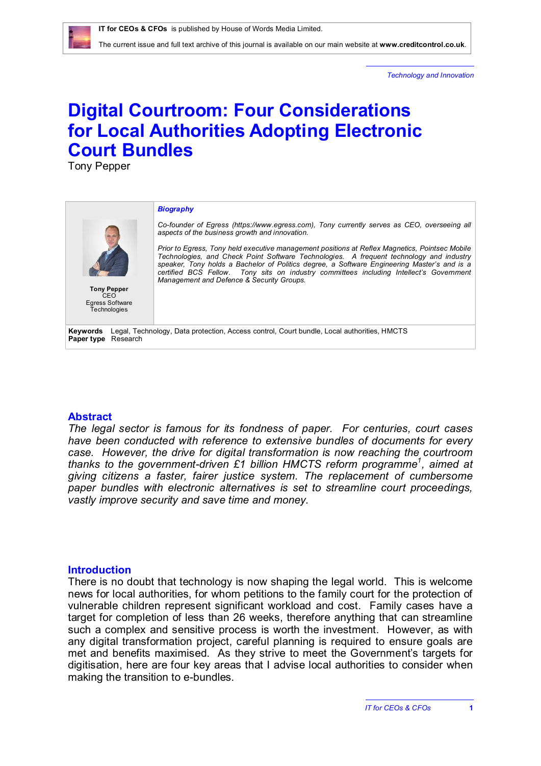IT for CEOs & CFOs is published by House of Words Media Limited.

The current issue and full text archive of this journal is available on our main website at **www.creditcontrol.co.uk**.

*Technology and Innovation*

# Digital Courtroom: Four Considerations for Local Authorities Adopting Electronic Court Bundles

Tony Pepper

**Tony Pepper**
CEO
Egress Software Technologies

***Biography***

*Co-founder of Egress (https://www.egress.com), Tony currently serves as CEO, overseeing all aspects of the business growth and innovation.*

*Prior to Egress, Tony held executive management positions at Reflex Magnetics, Pointsec Mobile Technologies, and Check Point Software Technologies. A frequent technology and industry speaker, Tony holds a Bachelor of Politics degree, a Software Engineering Master's and is a certified BCS Fellow. Tony sits on industry committees including Intellect's Government Management and Defence & Security Groups.*

**Keywords** Legal, Technology, Data protection, Access control, Court bundle, Local authorities, HMCTS
**Paper type** Research

## Abstract

*The legal sector is famous for its fondness of paper. For centuries, court cases have been conducted with reference to extensive bundles of documents for every case. However, the drive for digital transformation is now reaching the courtroom thanks to the government-driven £1 billion HMCTS reform programme[1], aimed at giving citizens a faster, fairer justice system. The replacement of cumbersome paper bundles with electronic alternatives is set to streamline court proceedings, vastly improve security and save time and money.*

## Introduction

There is no doubt that technology is now shaping the legal world. This is welcome news for local authorities, for whom petitions to the family court for the protection of vulnerable children represent significant workload and cost. Family cases have a target for completion of less than 26 weeks, therefore anything that can streamline such a complex and sensitive process is worth the investment. However, as with any digital transformation project, careful planning is required to ensure goals are met and benefits maximised. As they strive to meet the Government's targets for digitisation, here are four key areas that I advise local authorities to consider when making the transition to e-bundles.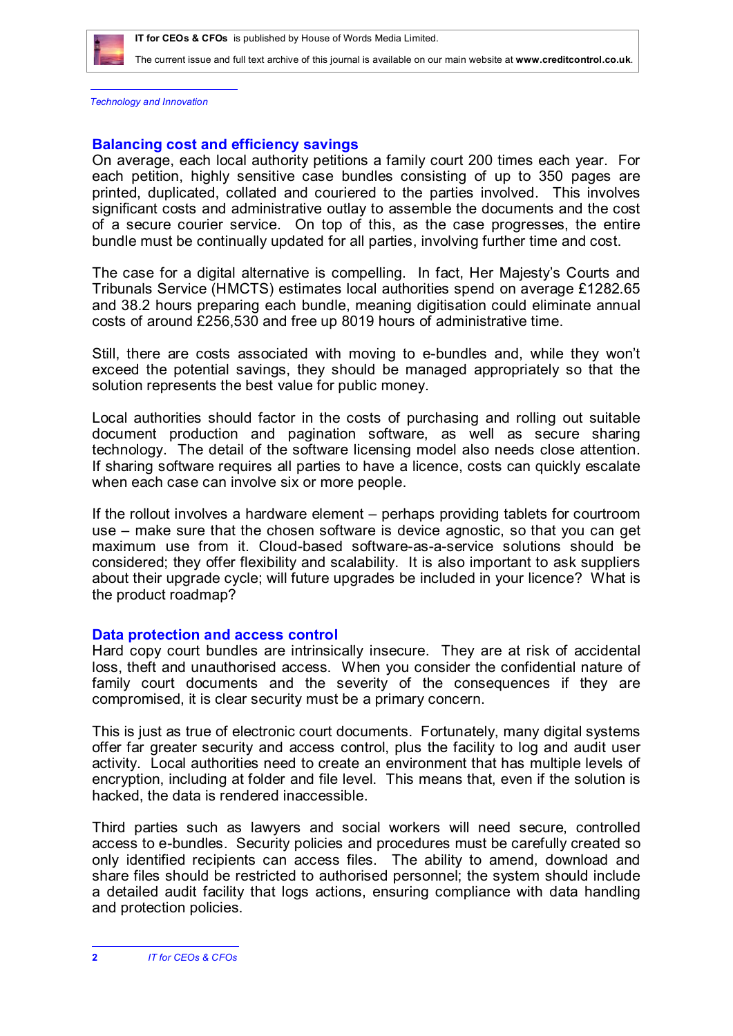*Technology and Innovation*

## Balancing cost and efficiency savings

On average, each local authority petitions a family court 200 times each year. For each petition, highly sensitive case bundles consisting of up to 350 pages are printed, duplicated, collated and couriered to the parties involved. This involves significant costs and administrative outlay to assemble the documents and the cost of a secure courier service. On top of this, as the case progresses, the entire bundle must be continually updated for all parties, involving further time and cost.

The case for a digital alternative is compelling. In fact, Her Majesty's Courts and Tribunals Service (HMCTS) estimates local authorities spend on average £1282.65 and 38.2 hours preparing each bundle, meaning digitisation could eliminate annual costs of around £256,530 and free up 8019 hours of administrative time.

Still, there are costs associated with moving to e-bundles and, while they won't exceed the potential savings, they should be managed appropriately so that the solution represents the best value for public money.

Local authorities should factor in the costs of purchasing and rolling out suitable document production and pagination software, as well as secure sharing technology. The detail of the software licensing model also needs close attention. If sharing software requires all parties to have a licence, costs can quickly escalate when each case can involve six or more people.

If the rollout involves a hardware element – perhaps providing tablets for courtroom use – make sure that the chosen software is device agnostic, so that you can get maximum use from it. Cloud-based software-as-a-service solutions should be considered; they offer flexibility and scalability. It is also important to ask suppliers about their upgrade cycle; will future upgrades be included in your licence? What is the product roadmap?

## Data protection and access control

Hard copy court bundles are intrinsically insecure. They are at risk of accidental loss, theft and unauthorised access. When you consider the confidential nature of family court documents and the severity of the consequences if they are compromised, it is clear security must be a primary concern.

This is just as true of electronic court documents. Fortunately, many digital systems offer far greater security and access control, plus the facility to log and audit user activity. Local authorities need to create an environment that has multiple levels of encryption, including at folder and file level. This means that, even if the solution is hacked, the data is rendered inaccessible.

Third parties such as lawyers and social workers will need secure, controlled access to e-bundles. Security policies and procedures must be carefully created so only identified recipients can access files. The ability to amend, download and share files should be restricted to authorised personnel; the system should include a detailed audit facility that logs actions, ensuring compliance with data handling and protection policies.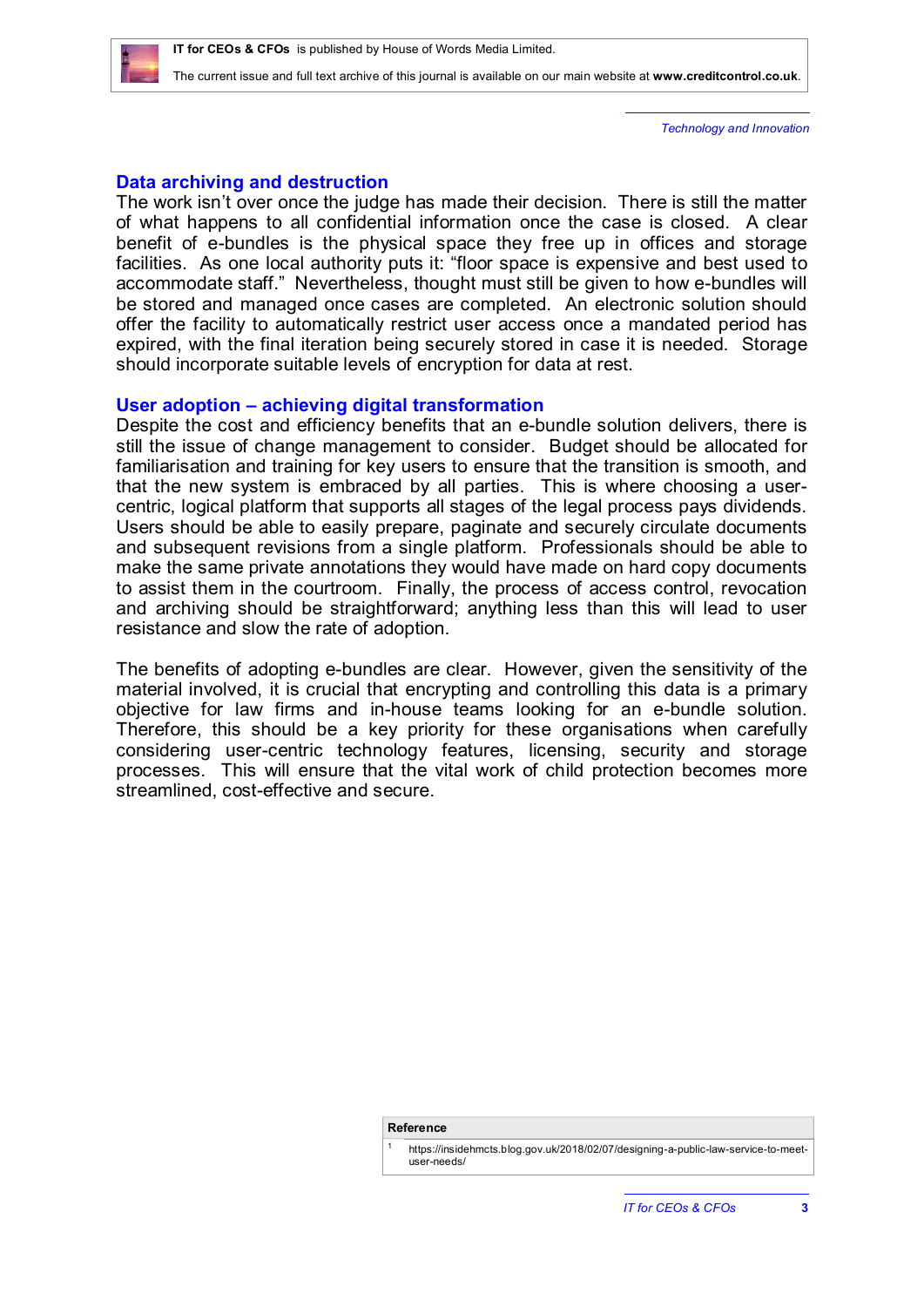## Data archiving and destruction

The work isn't over once the judge has made their decision. There is still the matter of what happens to all confidential information once the case is closed. A clear benefit of e-bundles is the physical space they free up in offices and storage facilities. As one local authority puts it: "floor space is expensive and best used to accommodate staff." Nevertheless, thought must still be given to how e-bundles will be stored and managed once cases are completed. An electronic solution should offer the facility to automatically restrict user access once a mandated period has expired, with the final iteration being securely stored in case it is needed. Storage should incorporate suitable levels of encryption for data at rest.

## User adoption – achieving digital transformation

Despite the cost and efficiency benefits that an e-bundle solution delivers, there is still the issue of change management to consider. Budget should be allocated for familiarisation and training for key users to ensure that the transition is smooth, and that the new system is embraced by all parties. This is where choosing a user-centric, logical platform that supports all stages of the legal process pays dividends. Users should be able to easily prepare, paginate and securely circulate documents and subsequent revisions from a single platform. Professionals should be able to make the same private annotations they would have made on hard copy documents to assist them in the courtroom. Finally, the process of access control, revocation and archiving should be straightforward; anything less than this will lead to user resistance and slow the rate of adoption.

The benefits of adopting e-bundles are clear. However, given the sensitivity of the material involved, it is crucial that encrypting and controlling this data is a primary objective for law firms and in-house teams looking for an e-bundle solution. Therefore, this should be a key priority for these organisations when carefully considering user-centric technology features, licensing, security and storage processes. This will ensure that the vital work of child protection becomes more streamlined, cost-effective and secure.

**Reference**

[1] https://insidehmcts.blog.gov.uk/2018/02/07/designing-a-public-law-service-to-meet-user-needs/